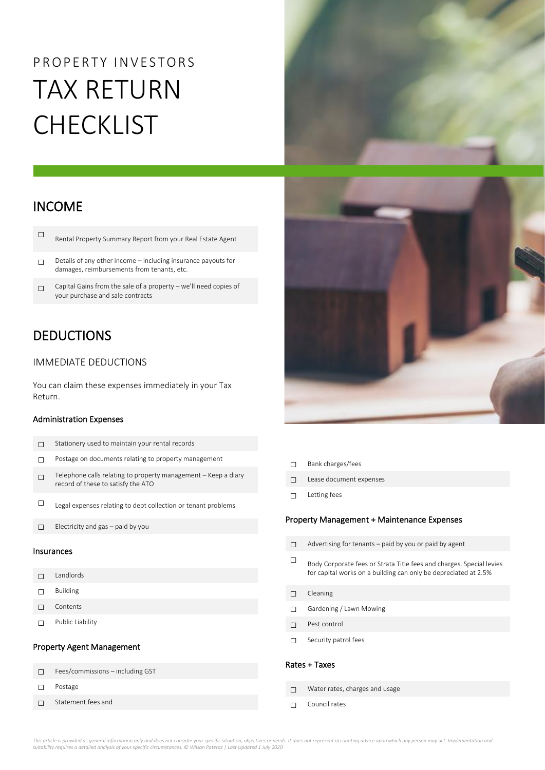PROPERTY INVESTORS

# TAX RETURN CHECKLIST

## INCOME

- ☐ Rental Property Summary Report from your Real Estate Agent
- ☐ Details of any other income – including insurance payouts for damages, reimbursements from tenants, etc.
- ☐ Capital Gains from the sale of a property – we'll need copies of your purchase and sale contracts

## DEDUCTIONS

### IMMEDIATE DEDUCTIONS

You can claim these expenses immediately in your Tax Return.

#### Administration Expenses

- ☐ Stationery used to maintain your rental records
- ☐ Postage on documents relating to property management
- ☐ Telephone calls relating to property management – Keep a diary record of these to satisfy the ATO
- ☐ Legal expenses relating to debt collection or tenant problems
- ☐ Electricity and gas – paid by you

#### Insurances

- ☐ Landlords
- ☐ Building
- ☐ Contents
- ☐ Public Liability

#### Property Agent Management

- ☐ Fees/commissions – including GST
- ☐ Postage
- ☐ Statement fees and
- ☐ Bank charges/fees
- ☐ Lease document expenses
- ☐ Letting fees

#### Property Management + Maintenance Expenses

- ☐ Advertising for tenants – paid by you or paid by agent
- ☐ Body Corporate fees or Strata Title fees and charges. Special levies for capital works on a building can only be depreciated at 2.5%
- ☐ Cleaning
- ☐ Gardening / Lawn Mowing
- ☐ Pest control
- ☐ Security patrol fees

#### Rates + Taxes

- ☐ Water rates, charges and usage
- ☐ Council rates

*This article is provided as general information only and does not consider your specific situation, objectives or needs. It does not represent accounting advice upon which any person may act. Implementation and suitability requires a detailed analysis of your specific circumstances. © Wilson Pateras | Last Updated 1 July 2020*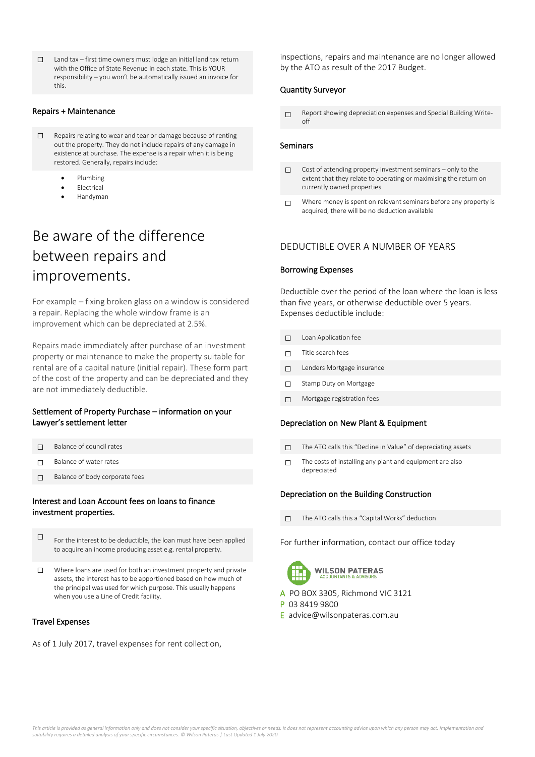- [ ] Land tax – first time owners must lodge an initial land tax return with the Office of State Revenue in each state. This is YOUR responsibility – you won't be automatically issued an invoice for this.

### Repairs + Maintenance

- [ ] Repairs relating to wear and tear or damage because of renting out the property. They do not include repairs of any damage in existence at purchase. The expense is a repair when it is being restored. Generally, repairs include:
  - Plumbing
  - Electrical
  - Handyman

## Be aware of the difference between repairs and improvements.

For example – fixing broken glass on a window is considered a repair. Replacing the whole window frame is an improvement which can be depreciated at 2.5%.

Repairs made immediately after purchase of an investment property or maintenance to make the property suitable for rental are of a capital nature (initial repair). These form part of the cost of the property and can be depreciated and they are not immediately deductible.

### Settlement of Property Purchase – information on your Lawyer's settlement letter

- [ ] Balance of council rates
- [ ] Balance of water rates
- [ ] Balance of body corporate fees

### Interest and Loan Account fees on loans to finance investment properties.

- [ ] For the interest to be deductible, the loan must have been applied to acquire an income producing asset e.g. rental property.
- [ ] Where loans are used for both an investment property and private assets, the interest has to be apportioned based on how much of the principal was used for which purpose. This usually happens when you use a Line of Credit facility.

### Travel Expenses

As of 1 July 2017, travel expenses for rent collection, inspections, repairs and maintenance are no longer allowed by the ATO as result of the 2017 Budget.

### Quantity Surveyor

- [ ] Report showing depreciation expenses and Special Building Write-off

### Seminars

- [ ] Cost of attending property investment seminars – only to the extent that they relate to operating or maximising the return on currently owned properties
- [ ] Where money is spent on relevant seminars before any property is acquired, there will be no deduction available

## DEDUCTIBLE OVER A NUMBER OF YEARS

### Borrowing Expenses

Deductible over the period of the loan where the loan is less than five years, or otherwise deductible over 5 years. Expenses deductible include:

- [ ] Loan Application fee
- [ ] Title search fees
- [ ] Lenders Mortgage insurance
- [ ] Stamp Duty on Mortgage
- [ ] Mortgage registration fees

### Depreciation on New Plant & Equipment

- [ ] The ATO calls this "Decline in Value" of depreciating assets
- [ ] The costs of installing any plant and equipment are also depreciated

### Depreciation on the Building Construction

- [ ] The ATO calls this a "Capital Works" deduction

For further information, contact our office today

**WILSON PATERAS**
ACCOUNTANTS & ADVISORS

A PO BOX 3305, Richmond VIC 3121
P 03 8419 9800
E advice@wilsonpateras.com.au

*This article is provided as general information only and does not consider your specific situation, objectives or needs. It does not represent accounting advice upon which any person may act. Implementation and suitability requires a detailed analysis of your specific circumstances. © Wilson Pateras | Last Updated 1 July 2020*